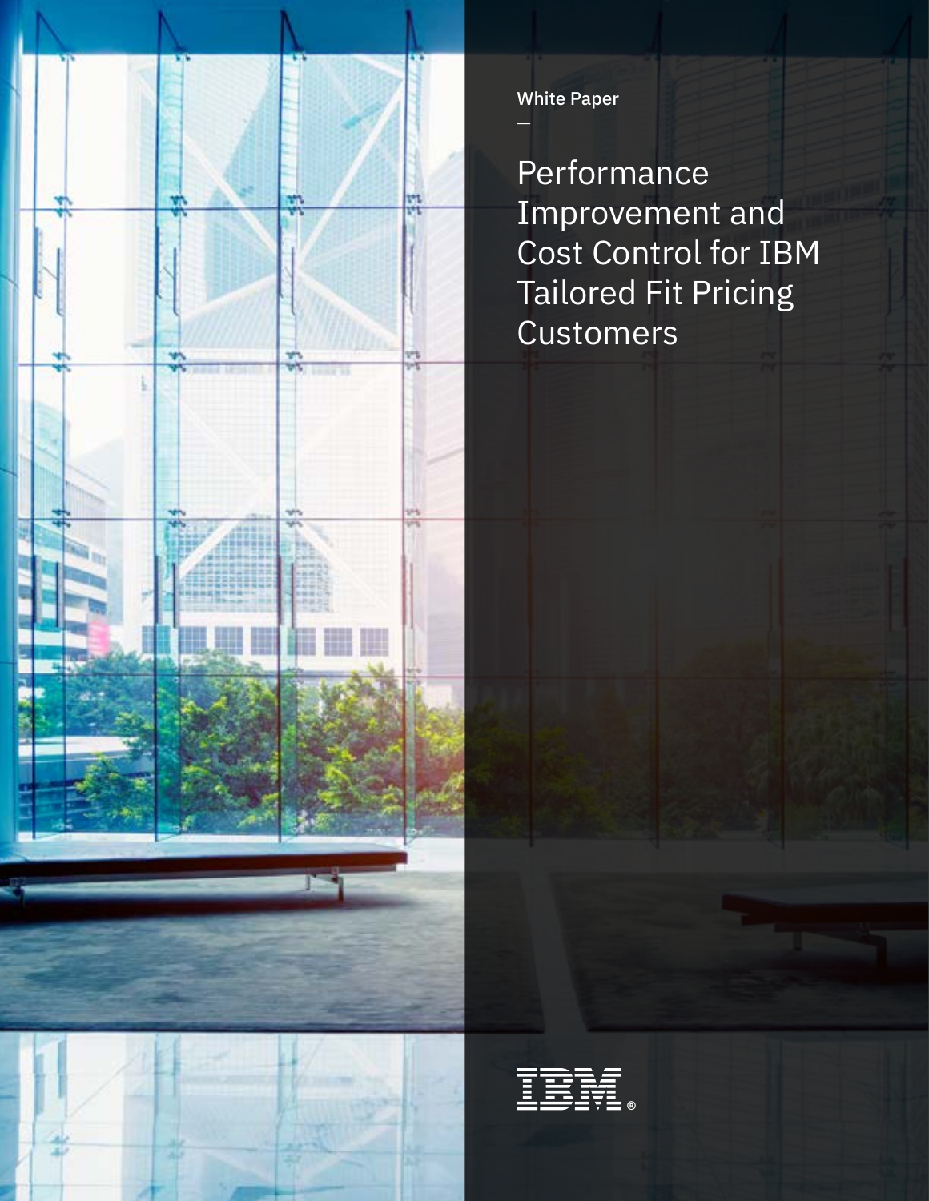White Paper

—

# Performance Improvement and Cost Control for IBM Tailored Fit Pricing Customers

IBM®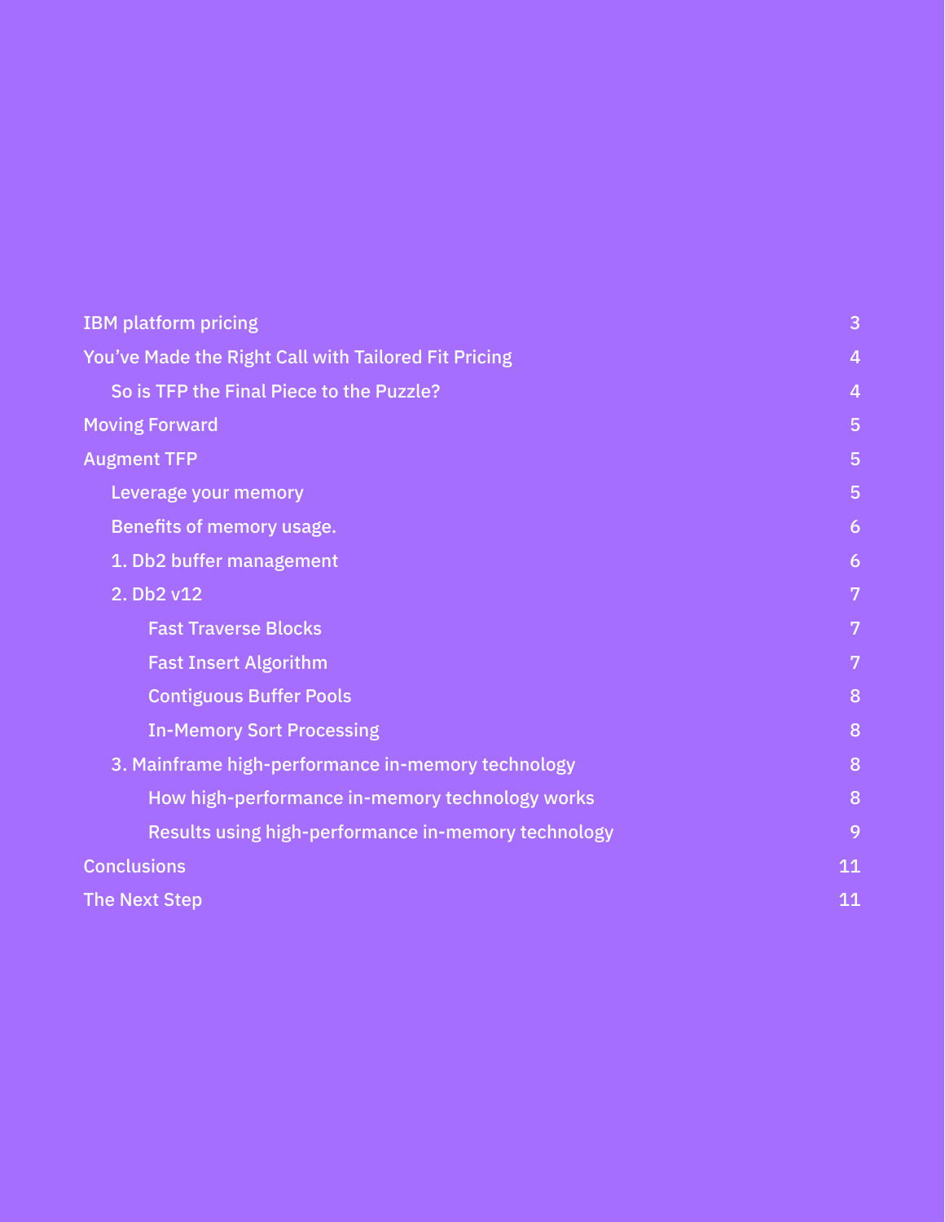| | |
|---|---|
| IBM platform pricing | 3 |
| You've Made the Right Call with Tailored Fit Pricing | 4 |
| So is TFP the Final Piece to the Puzzle? | 4 |
| Moving Forward | 5 |
| Augment TFP | 5 |
| Leverage your memory | 5 |
| Benefits of memory usage. | 6 |
| 1. Db2 buffer management | 6 |
| 2. Db2 v12 | 7 |
| Fast Traverse Blocks | 7 |
| Fast Insert Algorithm | 7 |
| Contiguous Buffer Pools | 8 |
| In-Memory Sort Processing | 8 |
| 3. Mainframe high-performance in-memory technology | 8 |
| How high-performance in-memory technology works | 8 |
| Results using high-performance in-memory technology | 9 |
| Conclusions | 11 |
| The Next Step | 11 |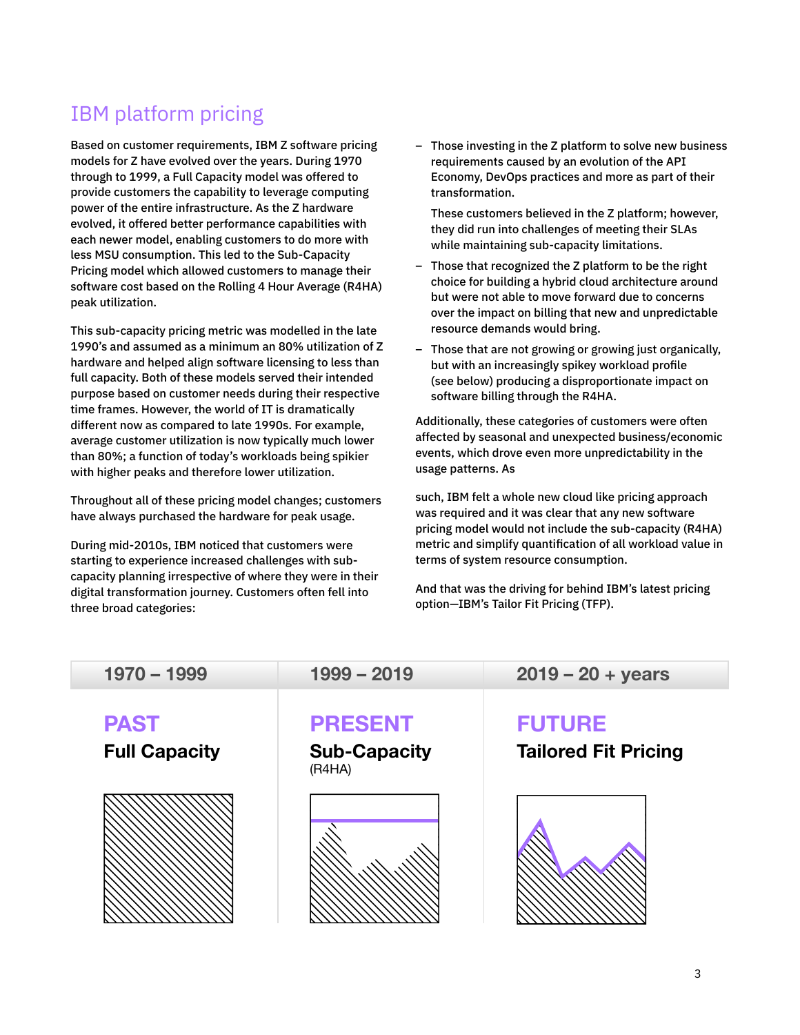## IBM platform pricing

Based on customer requirements, IBM Z software pricing models for Z have evolved over the years. During 1970 through to 1999, a Full Capacity model was offered to provide customers the capability to leverage computing power of the entire infrastructure. As the Z hardware evolved, it offered better performance capabilities with each newer model, enabling customers to do more with less MSU consumption. This led to the Sub-Capacity Pricing model which allowed customers to manage their software cost based on the Rolling 4 Hour Average (R4HA) peak utilization.

This sub-capacity pricing metric was modelled in the late 1990's and assumed as a minimum an 80% utilization of Z hardware and helped align software licensing to less than full capacity. Both of these models served their intended purpose based on customer needs during their respective time frames. However, the world of IT is dramatically different now as compared to late 1990s. For example, average customer utilization is now typically much lower than 80%; a function of today's workloads being spikier with higher peaks and therefore lower utilization.

Throughout all of these pricing model changes; customers have always purchased the hardware for peak usage.

During mid-2010s, IBM noticed that customers were starting to experience increased challenges with sub-capacity planning irrespective of where they were in their digital transformation journey. Customers often fell into three broad categories:

- Those investing in the Z platform to solve new business requirements caused by an evolution of the API Economy, DevOps practices and more as part of their transformation.

  These customers believed in the Z platform; however, they did run into challenges of meeting their SLAs while maintaining sub-capacity limitations.
- Those that recognized the Z platform to be the right choice for building a hybrid cloud architecture around but were not able to move forward due to concerns over the impact on billing that new and unpredictable resource demands would bring.
- Those that are not growing or growing just organically, but with an increasingly spikey workload profile (see below) producing a disproportionate impact on software billing through the R4HA.

Additionally, these categories of customers were often affected by seasonal and unexpected business/economic events, which drove even more unpredictability in the usage patterns. As

such, IBM felt a whole new cloud like pricing approach was required and it was clear that any new software pricing model would not include the sub-capacity (R4HA) metric and simplify quantification of all workload value in terms of system resource consumption.

And that was the driving for behind IBM's latest pricing option—IBM's Tailor Fit Pricing (TFP).

| 1970 – 1999 | 1999 – 2019 | 2019 – 20 + years |
|---|---|---|
| **PAST** | **PRESENT** | **FUTURE** |
| **Full Capacity** | **Sub-Capacity** (R4HA) | **Tailored Fit Pricing** |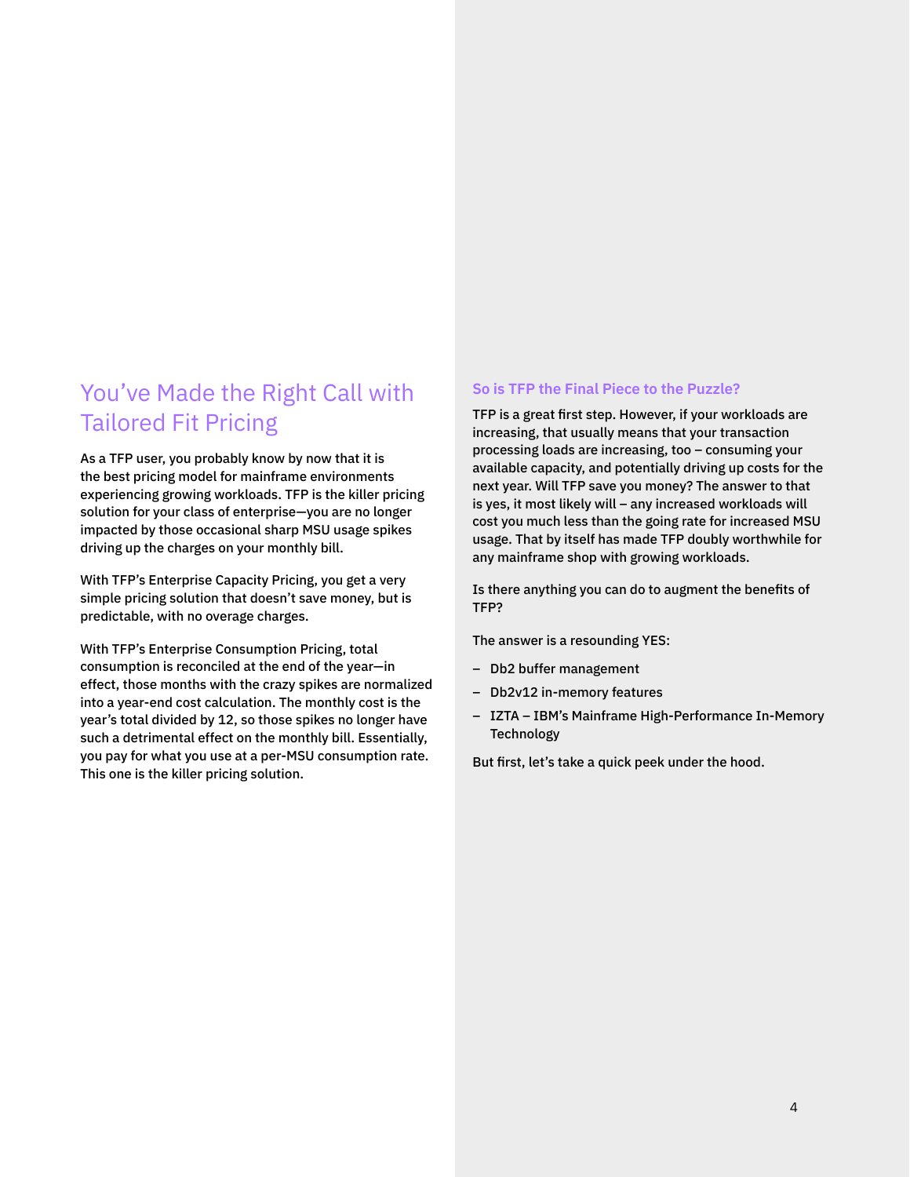## You've Made the Right Call with Tailored Fit Pricing

As a TFP user, you probably know by now that it is the best pricing model for mainframe environments experiencing growing workloads. TFP is the killer pricing solution for your class of enterprise—you are no longer impacted by those occasional sharp MSU usage spikes driving up the charges on your monthly bill.

With TFP's Enterprise Capacity Pricing, you get a very simple pricing solution that doesn't save money, but is predictable, with no overage charges.

With TFP's Enterprise Consumption Pricing, total consumption is reconciled at the end of the year—in effect, those months with the crazy spikes are normalized into a year-end cost calculation. The monthly cost is the year's total divided by 12, so those spikes no longer have such a detrimental effect on the monthly bill. Essentially, you pay for what you use at a per-MSU consumption rate. This one is the killer pricing solution.

### So is TFP the Final Piece to the Puzzle?

TFP is a great first step. However, if your workloads are increasing, that usually means that your transaction processing loads are increasing, too – consuming your available capacity, and potentially driving up costs for the next year. Will TFP save you money? The answer to that is yes, it most likely will – any increased workloads will cost you much less than the going rate for increased MSU usage. That by itself has made TFP doubly worthwhile for any mainframe shop with growing workloads.

Is there anything you can do to augment the benefits of TFP?

The answer is a resounding YES:

- Db2 buffer management
- Db2v12 in-memory features
- IZTA – IBM's Mainframe High-Performance In-Memory Technology

But first, let's take a quick peek under the hood.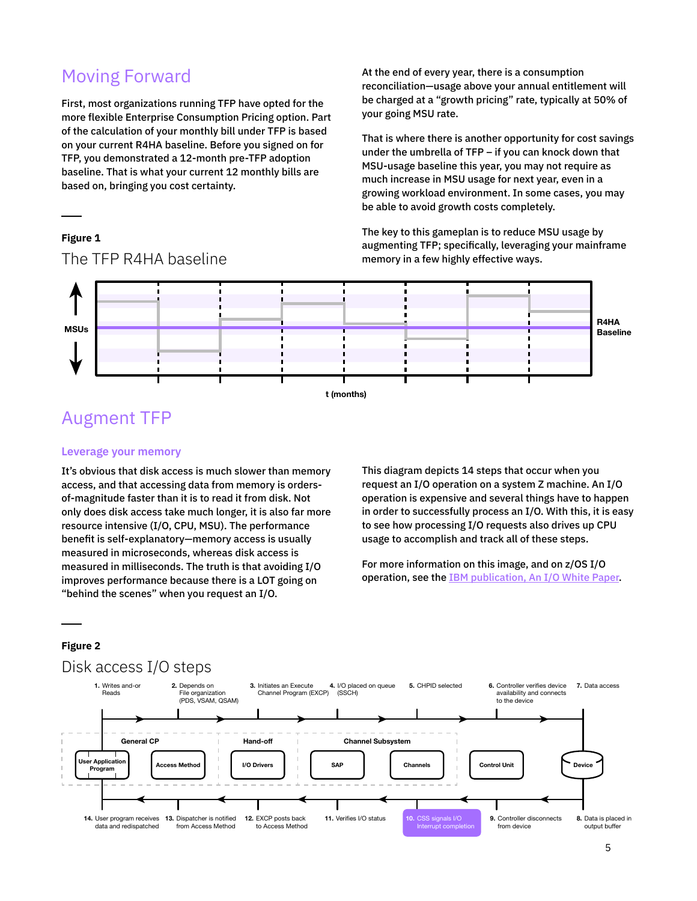## Moving Forward

First, most organizations running TFP have opted for the more flexible Enterprise Consumption Pricing option. Part of the calculation of your monthly bill under TFP is based on your current R4HA baseline. Before you signed on for TFP, you demonstrated a 12-month pre-TFP adoption baseline. That is what your current 12 monthly bills are based on, bringing you cost certainty.

At the end of every year, there is a consumption reconciliation—usage above your annual entitlement will be charged at a "growth pricing" rate, typically at 50% of your going MSU rate.

That is where there is another opportunity for cost savings under the umbrella of TFP – if you can knock down that MSU-usage baseline this year, you may not require as much increase in MSU usage for next year, even in a growing workload environment. In some cases, you may be able to avoid growth costs completely.

The key to this gameplan is to reduce MSU usage by augmenting TFP; specifically, leveraging your mainframe memory in a few highly effective ways.

**Figure 1**

The TFP R4HA baseline

MSUs

R4HA Baseline

t (months)

## Augment TFP

### Leverage your memory

It's obvious that disk access is much slower than memory access, and that accessing data from memory is orders-of-magnitude faster than it is to read it from disk. Not only does disk access take much longer, it is also far more resource intensive (I/O, CPU, MSU). The performance benefit is self-explanatory—memory access is usually measured in microseconds, whereas disk access is measured in milliseconds. The truth is that avoiding I/O improves performance because there is a LOT going on "behind the scenes" when you request an I/O.

This diagram depicts 14 steps that occur when you request an I/O operation on a system Z machine. An I/O operation is expensive and several things have to happen in order to successfully process an I/O. With this, it is easy to see how processing I/O requests also drives up CPU usage to accomplish and track all of these steps.

For more information on this image, and on z/OS I/O operation, see the [IBM publication, An I/O White Paper](IBM publication, An I/O White Paper).

**Figure 2**

Disk access I/O steps

1. Writes and-or Reads
2. Depends on File organization (PDS, VSAM, QSAM)
3. Initiates an Execute Channel Program (EXCP)
4. I/O placed on queue (SSCH)
5. CHPID selected
6. Controller verifies device availability and connects to the device
7. Data access
8. Data is placed in output buffer
9. Controller disconnects from device
10. CSS signals I/O Interrupt completion
11. Verifies I/O status
12. EXCP posts back to Access Method
13. Dispatcher is notified from Access Method
14. User program receives data and redispatched

General CP: User Application Program, Access Method

Hand-off: I/O Drivers

Channel Subsystem: SAP, Channels

Control Unit

Device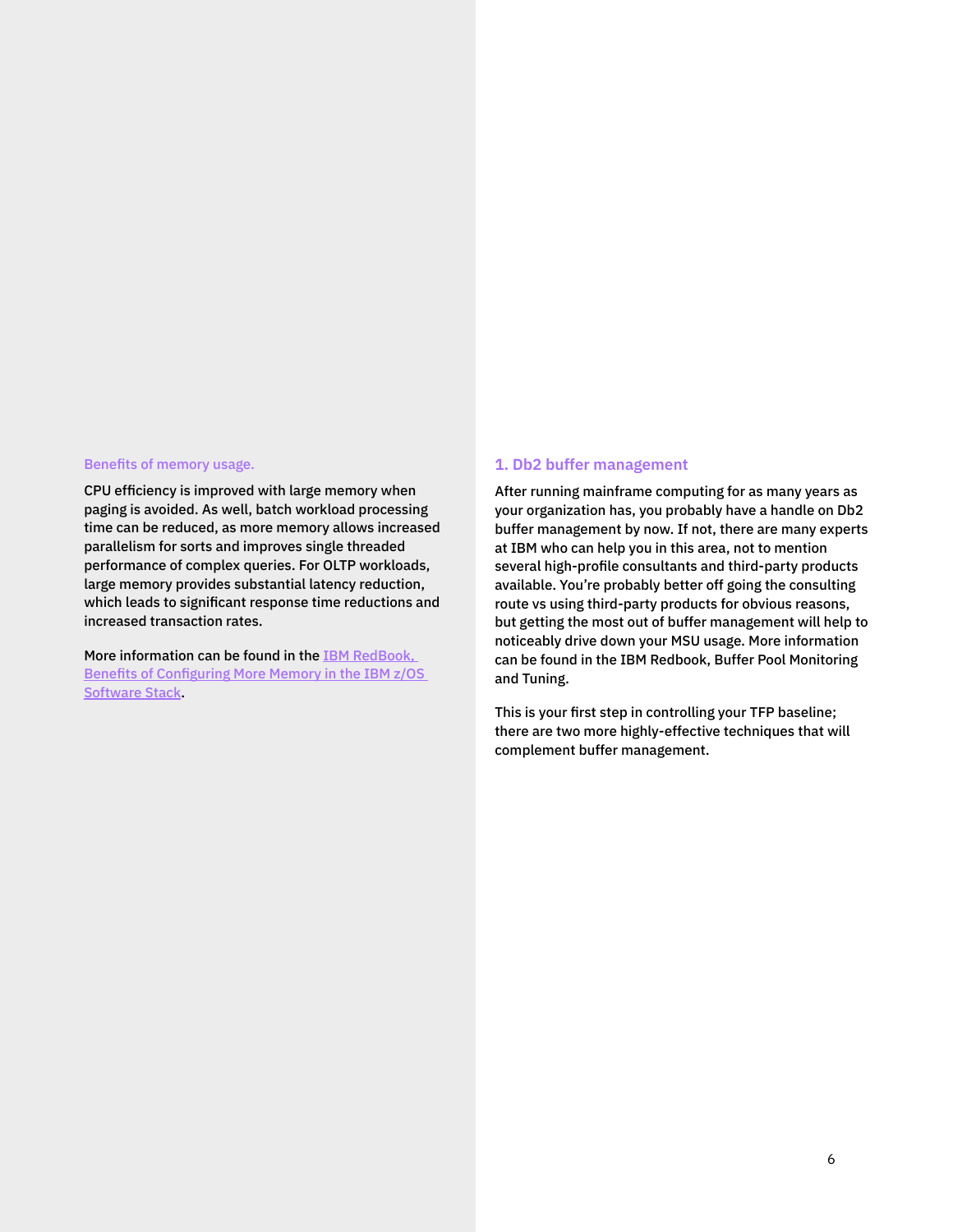### Benefits of memory usage.

CPU efficiency is improved with large memory when paging is avoided. As well, batch workload processing time can be reduced, as more memory allows increased parallelism for sorts and improves single threaded performance of complex queries. For OLTP workloads, large memory provides substantial latency reduction, which leads to significant response time reductions and increased transaction rates.

More information can be found in the [IBM RedBook, Benefits of Configuring More Memory in the IBM z/OS Software Stack](#).

## 1. Db2 buffer management

After running mainframe computing for as many years as your organization has, you probably have a handle on Db2 buffer management by now. If not, there are many experts at IBM who can help you in this area, not to mention several high-profile consultants and third-party products available. You're probably better off going the consulting route vs using third-party products for obvious reasons, but getting the most out of buffer management will help to noticeably drive down your MSU usage. More information can be found in the IBM Redbook, Buffer Pool Monitoring and Tuning.

This is your first step in controlling your TFP baseline; there are two more highly-effective techniques that will complement buffer management.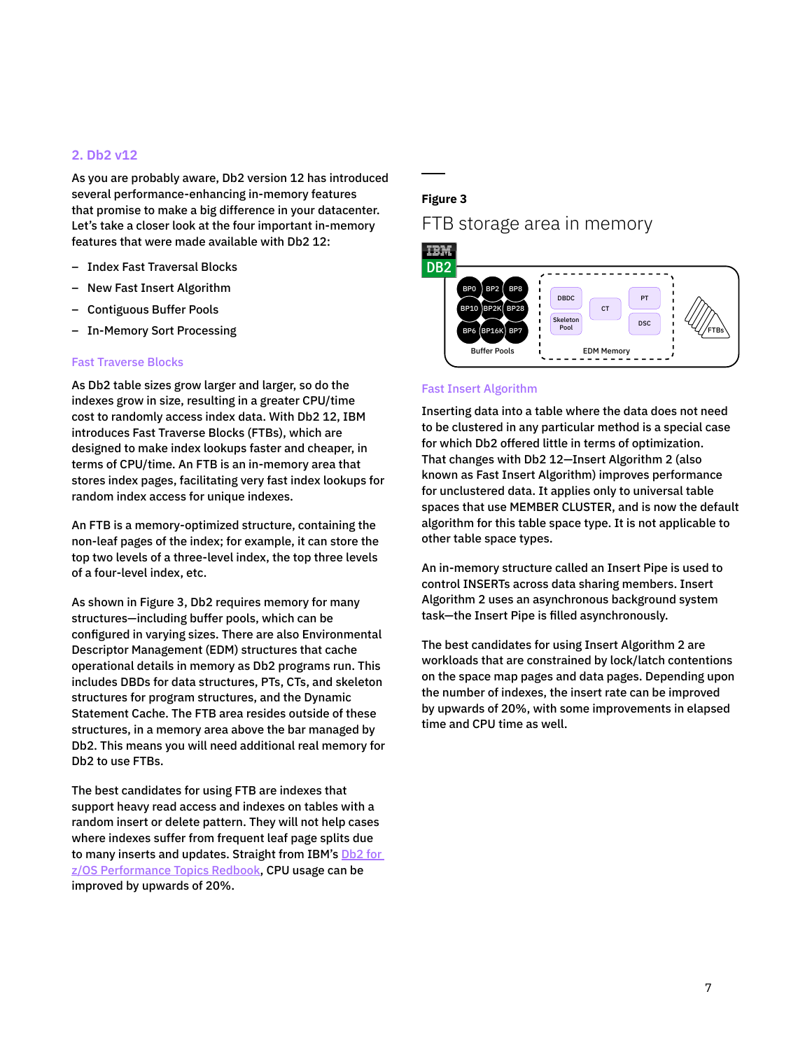## 2. Db2 v12

As you are probably aware, Db2 version 12 has introduced several performance-enhancing in-memory features that promise to make a big difference in your datacenter. Let's take a closer look at the four important in-memory features that were made available with Db2 12:

- Index Fast Traversal Blocks
- New Fast Insert Algorithm
- Contiguous Buffer Pools
- In-Memory Sort Processing

### Fast Traverse Blocks

As Db2 table sizes grow larger and larger, so do the indexes grow in size, resulting in a greater CPU/time cost to randomly access index data. With Db2 12, IBM introduces Fast Traverse Blocks (FTBs), which are designed to make index lookups faster and cheaper, in terms of CPU/time. An FTB is an in-memory area that stores index pages, facilitating very fast index lookups for random index access for unique indexes.

An FTB is a memory-optimized structure, containing the non-leaf pages of the index; for example, it can store the top two levels of a three-level index, the top three levels of a four-level index, etc.

As shown in Figure 3, Db2 requires memory for many structures—including buffer pools, which can be configured in varying sizes. There are also Environmental Descriptor Management (EDM) structures that cache operational details in memory as Db2 programs run. This includes DBDs for data structures, PTs, CTs, and skeleton structures for program structures, and the Dynamic Statement Cache. The FTB area resides outside of these structures, in a memory area above the bar managed by Db2. This means you will need additional real memory for Db2 to use FTBs.

The best candidates for using FTB are indexes that support heavy read access and indexes on tables with a random insert or delete pattern. They will not help cases where indexes suffer from frequent leaf page splits due to many inserts and updates. Straight from IBM's [Db2 for z/OS Performance Topics Redbook](), CPU usage can be improved by upwards of 20%.

**Figure 3**

FTB storage area in memory

IBM DB2

| Buffer Pools | | | EDM Memory | | | |
|---|---|---|---|---|---|---|
| BP0 | BP2 | BP8 | DBDC | CT | PT | FTBs |
| BP10 | BP2K | BP28 | Skeleton Pool | | DSC | |
| BP6 | BP16K | BP7 | | | | |

### Fast Insert Algorithm

Inserting data into a table where the data does not need to be clustered in any particular method is a special case for which Db2 offered little in terms of optimization. That changes with Db2 12—Insert Algorithm 2 (also known as Fast Insert Algorithm) improves performance for unclustered data. It applies only to universal table spaces that use MEMBER CLUSTER, and is now the default algorithm for this table space type. It is not applicable to other table space types.

An in-memory structure called an Insert Pipe is used to control INSERTs across data sharing members. Insert Algorithm 2 uses an asynchronous background system task—the Insert Pipe is filled asynchronously.

The best candidates for using Insert Algorithm 2 are workloads that are constrained by lock/latch contentions on the space map pages and data pages. Depending upon the number of indexes, the insert rate can be improved by upwards of 20%, with some improvements in elapsed time and CPU time as well.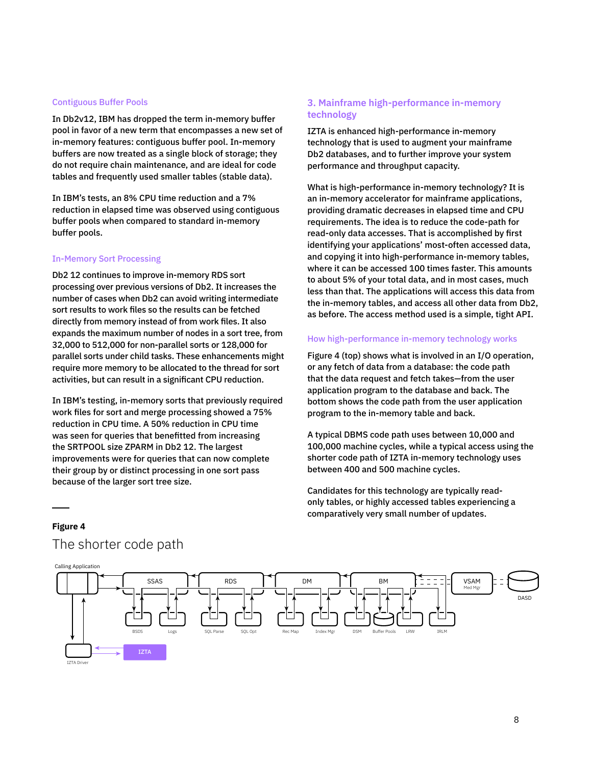### Contiguous Buffer Pools

In Db2v12, IBM has dropped the term in-memory buffer pool in favor of a new term that encompasses a new set of in-memory features: contiguous buffer pool. In-memory buffers are now treated as a single block of storage; they do not require chain maintenance, and are ideal for code tables and frequently used smaller tables (stable data).

In IBM's tests, an 8% CPU time reduction and a 7% reduction in elapsed time was observed using contiguous buffer pools when compared to standard in-memory buffer pools.

### In-Memory Sort Processing

Db2 12 continues to improve in-memory RDS sort processing over previous versions of Db2. It increases the number of cases when Db2 can avoid writing intermediate sort results to work files so the results can be fetched directly from memory instead of from work files. It also expands the maximum number of nodes in a sort tree, from 32,000 to 512,000 for non-parallel sorts or 128,000 for parallel sorts under child tasks. These enhancements might require more memory to be allocated to the thread for sort activities, but can result in a significant CPU reduction.

In IBM's testing, in-memory sorts that previously required work files for sort and merge processing showed a 75% reduction in CPU time. A 50% reduction in CPU time was seen for queries that benefitted from increasing the SRTPOOL size ZPARM in Db2 12. The largest improvements were for queries that can now complete their group by or distinct processing in one sort pass because of the larger sort tree size.

## 3. Mainframe high-performance in-memory technology

IZTA is enhanced high-performance in-memory technology that is used to augment your mainframe Db2 databases, and to further improve your system performance and throughput capacity.

What is high-performance in-memory technology? It is an in-memory accelerator for mainframe applications, providing dramatic decreases in elapsed time and CPU requirements. The idea is to reduce the code-path for read-only data accesses. That is accomplished by first identifying your applications' most-often accessed data, and copying it into high-performance in-memory tables, where it can be accessed 100 times faster. This amounts to about 5% of your total data, and in most cases, much less than that. The applications will access this data from the in-memory tables, and access all other data from Db2, as before. The access method used is a simple, tight API.

### How high-performance in-memory technology works

Figure 4 (top) shows what is involved in an I/O operation, or any fetch of data from a database: the code path that the data request and fetch takes—from the user application program to the database and back. The bottom shows the code path from the user application program to the in-memory table and back.

A typical DBMS code path uses between 10,000 and 100,000 machine cycles, while a typical access using the shorter code path of IZTA in-memory technology uses between 400 and 500 machine cycles.

Candidates for this technology are typically read-only tables, or highly accessed tables experiencing a comparatively very small number of updates.

**Figure 4**

The shorter code path

Calling Application — SSAS — RDS — DM — BM — VSAM Med Mgr — DASD

BSDS, Logs, SQL Parse, SQL Opt, Rec Map, Index Mgr, DSM, Buffer Pools, LRW, IRLM

IZTA Driver — IZTA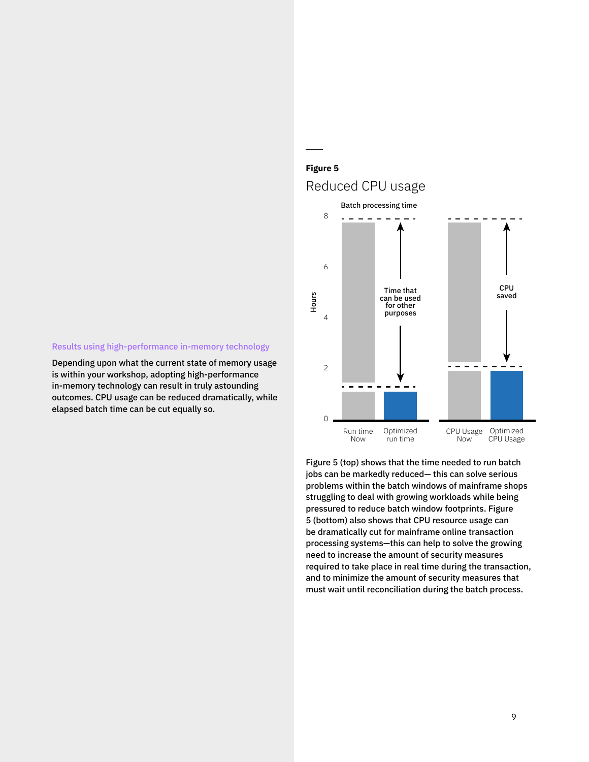### Results using high-performance in-memory technology

Depending upon what the current state of memory usage is within your workshop, adopting high-performance in-memory technology can result in truly astounding outcomes. CPU usage can be reduced dramatically, while elapsed batch time can be cut equally so.

**Figure 5**

Reduced CPU usage

Batch processing time

Hours

8

6

4

2

0

Time that can be used for other purposes

CPU saved

Run time Now

Optimized run time

CPU Usage Now

Optimized CPU Usage

Figure 5 (top) shows that the time needed to run batch jobs can be markedly reduced— this can solve serious problems within the batch windows of mainframe shops struggling to deal with growing workloads while being pressured to reduce batch window footprints. Figure 5 (bottom) also shows that CPU resource usage can be dramatically cut for mainframe online transaction processing systems—this can help to solve the growing need to increase the amount of security measures required to take place in real time during the transaction, and to minimize the amount of security measures that must wait until reconciliation during the batch process.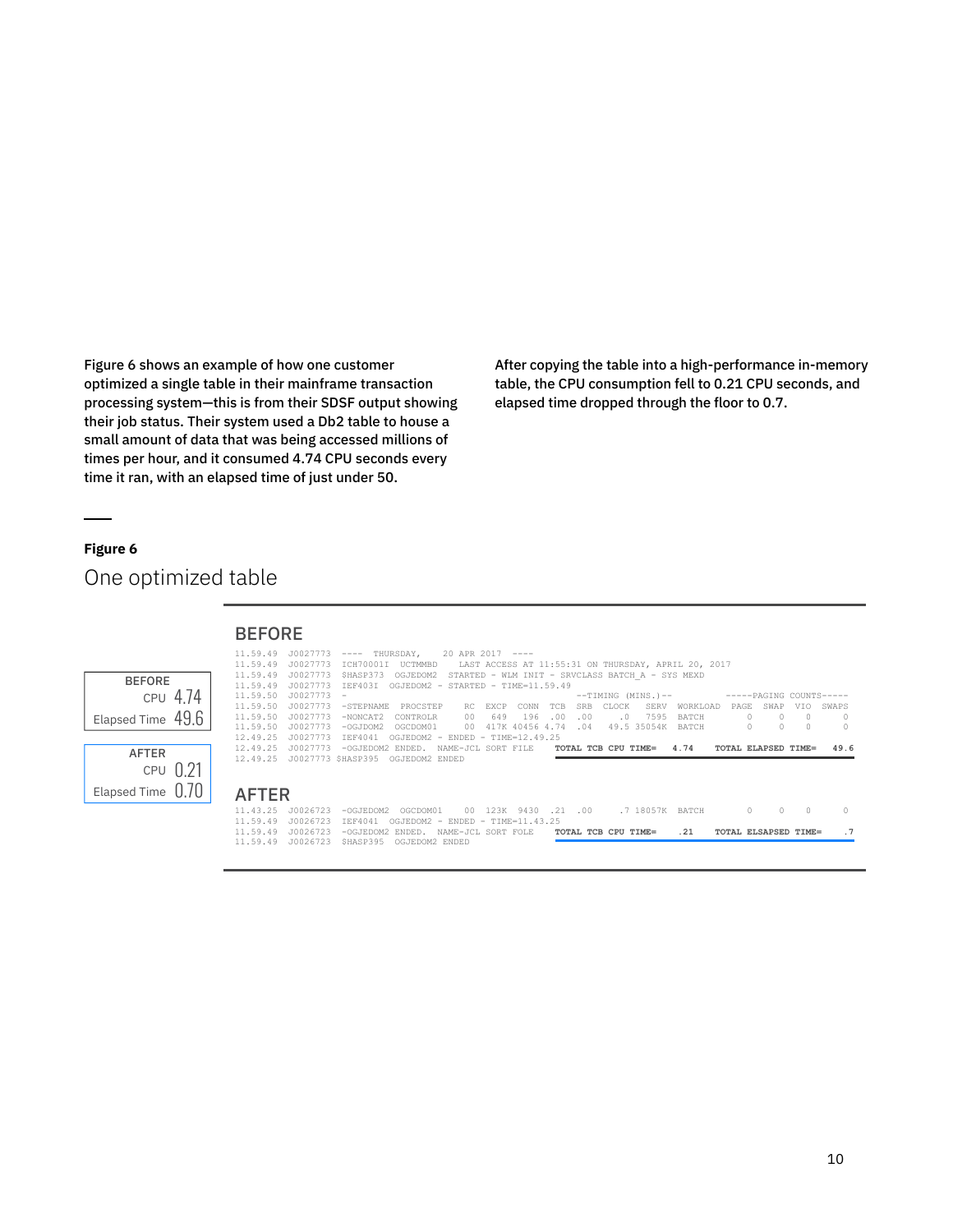Figure 6 shows an example of how one customer optimized a single table in their mainframe transaction processing system—this is from their SDSF output showing their job status. Their system used a Db2 table to house a small amount of data that was being accessed millions of times per hour, and it consumed 4.74 CPU seconds every time it ran, with an elapsed time of just under 50.

After copying the table into a high-performance in-memory table, the CPU consumption fell to 0.21 CPU seconds, and elapsed time dropped through the floor to 0.7.

**Figure 6**

One optimized table

| | CPU | Elapsed Time |
|---|---|---|
| BEFORE | 4.74 | 49.6 |
| AFTER | 0.21 | 0.70 |

## BEFORE

```
11.59.49  J0027773  ----  THURSDAY,    20 APR 2017  ----
11.59.49  J0027773  ICH70001I  UCTMMBD    LAST ACCESS AT 11:55:31 ON THURSDAY, APRIL 20, 2017
11.59.49  J0027773  $HASP373  OGJEDOM2  STARTED - WLM INIT - SRVCLASS BATCH_A - SYS MEXD
11.59.49  J0027773  IEF403I  OGJEDOM2 - STARTED - TIME=11.59.49
11.59.50  J0027773  -                                        --TIMING (MINS.)--          -----PAGING COUNTS-----
11.59.50  J0027773  -STEPNAME  PROCSTEP    RC  EXCP  CONN  TCB  SRB  CLOCK    SERV  WORKLOAD  PAGE  SWAP  VIO  SWAPS
11.59.50  J0027773  -NONCAT2  CONTROLR     00   649   196  .00  .00    .0    7595  BATCH        0     0    0      0
11.59.50  J0027773  -OGJDOM2  OGCDOM01     00  417K 40456 4.74  .04   49.5 35054K  BATCH        0     0    0      0
12.49.25  J0027773  IEF404I  OGJEDOM2 - ENDED - TIME=12.49.25
12.49.25  J0027773  -OGJEDOM2 ENDED.  NAME-JCL SORT FILE    TOTAL TCB CPU TIME=   4.74    TOTAL ELAPSED TIME=   49.6
12.49.25  J0027773 $HASP395  OGJEDOM2 ENDED
```

## AFTER

```
11.43.25  J0026723  -OGJEDOM2  OGCDOM01    00  123K  9430  .21  .00     .7 18057K  BATCH        0     0    0      0
11.59.49  J0026723  IEF404I  OGJEDOM2 - ENDED - TIME=11.43.25
11.59.49  J0026723  -OGJEDOM2 ENDED.  NAME-JCL SORT FOLE    TOTAL TCB CPU TIME=    .21    TOTAL ELSAPSED TIME=    .7
11.59.49  J0026723  $HASP395  OGJEDOM2 ENDED
```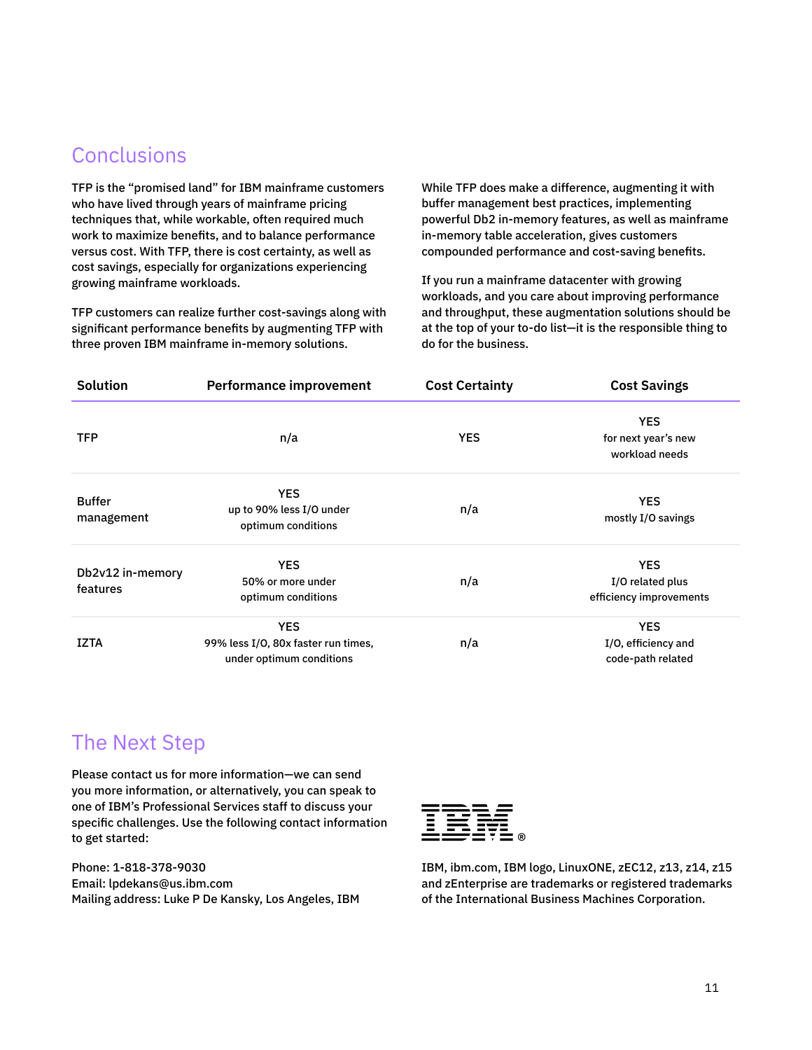## Conclusions

TFP is the "promised land" for IBM mainframe customers who have lived through years of mainframe pricing techniques that, while workable, often required much work to maximize benefits, and to balance performance versus cost. With TFP, there is cost certainty, as well as cost savings, especially for organizations experiencing growing mainframe workloads.

TFP customers can realize further cost-savings along with significant performance benefits by augmenting TFP with three proven IBM mainframe in-memory solutions.

While TFP does make a difference, augmenting it with buffer management best practices, implementing powerful Db2 in-memory features, as well as mainframe in-memory table acceleration, gives customers compounded performance and cost-saving benefits.

If you run a mainframe datacenter with growing workloads, and you care about improving performance and throughput, these augmentation solutions should be at the top of your to-do list—it is the responsible thing to do for the business.

| Solution | Performance improvement | Cost Certainty | Cost Savings |
|---|---|---|---|
| TFP | n/a | YES | YES for next year's new workload needs |
| Buffer management | YES up to 90% less I/O under optimum conditions | n/a | YES mostly I/O savings |
| Db2v12 in-memory features | YES 50% or more under optimum conditions | n/a | YES I/O related plus efficiency improvements |
| IZTA | YES 99% less I/O, 80x faster run times, under optimum conditions | n/a | YES I/O, efficiency and code-path related |

## The Next Step

Please contact us for more information—we can send you more information, or alternatively, you can speak to one of IBM's Professional Services staff to discuss your specific challenges. Use the following contact information to get started:

Phone: 1-818-378-9030
Email: lpdekans@us.ibm.com
Mailing address: Luke P De Kansky, Los Angeles, IBM

IBM, ibm.com, IBM logo, LinuxONE, zEC12, z13, z14, z15 and zEnterprise are trademarks or registered trademarks of the International Business Machines Corporation.